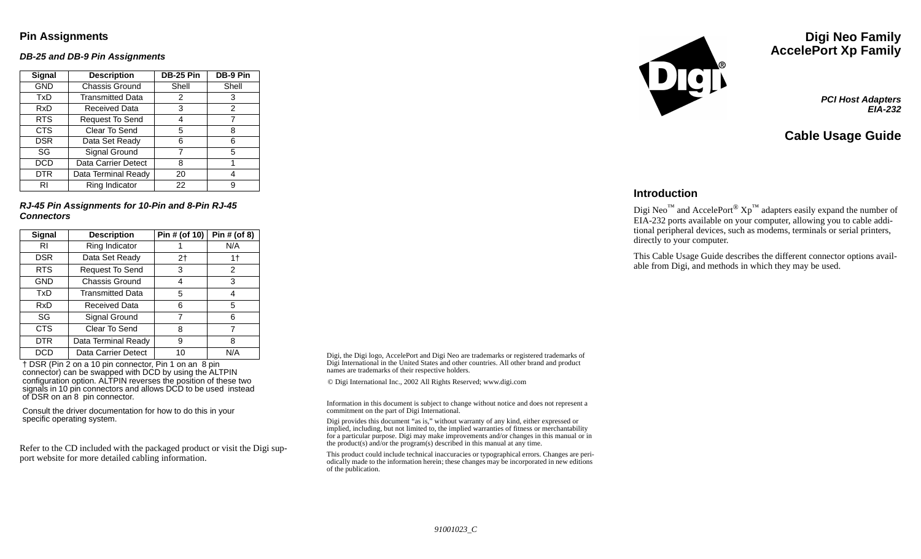# Digi Neo Family
# AccelePort Xp Family

***PCI Host Adapters***
***EIA-232***

## Cable Usage Guide

## Introduction

Digi Neo™ and AccelePort® Xp™ adapters easily expand the number of EIA-232 ports available on your computer, allowing you to cable additional peripheral devices, such as modems, terminals or serial printers, directly to your computer.

This Cable Usage Guide describes the different connector options available from Digi, and methods in which they may be used.

## Pin Assignments

### *DB-25 and DB-9 Pin Assignments*

| Signal | Description | DB-25 Pin | DB-9 Pin |
|---|---|---|---|
| GND | Chassis Ground | Shell | Shell |
| TxD | Transmitted Data | 2 | 3 |
| RxD | Received Data | 3 | 2 |
| RTS | Request To Send | 4 | 7 |
| CTS | Clear To Send | 5 | 8 |
| DSR | Data Set Ready | 6 | 6 |
| SG | Signal Ground | 7 | 5 |
| DCD | Data Carrier Detect | 8 | 1 |
| DTR | Data Terminal Ready | 20 | 4 |
| RI | Ring Indicator | 22 | 9 |

### *RJ-45 Pin Assignments for 10-Pin and 8-Pin RJ-45 Connectors*

| Signal | Description | Pin # (of 10) | Pin # (of 8) |
|---|---|---|---|
| RI | Ring Indicator | 1 | N/A |
| DSR | Data Set Ready | 2† | 1† |
| RTS | Request To Send | 3 | 2 |
| GND | Chassis Ground | 4 | 3 |
| TxD | Transmitted Data | 5 | 4 |
| RxD | Received Data | 6 | 5 |
| SG | Signal Ground | 7 | 6 |
| CTS | Clear To Send | 8 | 7 |
| DTR | Data Terminal Ready | 9 | 8 |
| DCD | Data Carrier Detect | 10 | N/A |

† DSR (Pin 2 on a 10 pin connector, Pin 1 on an 8 pin connector) can be swapped with DCD by using the ALTPIN configuration option. ALTPIN reverses the position of these two signals in 10 pin connectors and allows DCD to be used instead of DSR on an 8 pin connector.

Consult the driver documentation for how to do this in your specific operating system.

Refer to the CD included with the packaged product or visit the Digi support website for more detailed cabling information.

Digi, the Digi logo, AccelePort and Digi Neo are trademarks or registered trademarks of Digi International in the United States and other countries. All other brand and product names are trademarks of their respective holders.

© Digi International Inc., 2002 All Rights Reserved; www.digi.com

Information in this document is subject to change without notice and does not represent a commitment on the part of Digi International.

Digi provides this document "as is," without warranty of any kind, either expressed or implied, including, but not limited to, the implied warranties of fitness or merchantability for a particular purpose. Digi may make improvements and/or changes in this manual or in the product(s) and/or the program(s) described in this manual at any time.

This product could include technical inaccuracies or typographical errors. Changes are periodically made to the information herein; these changes may be incorporated in new editions of the publication.

*91001023_C*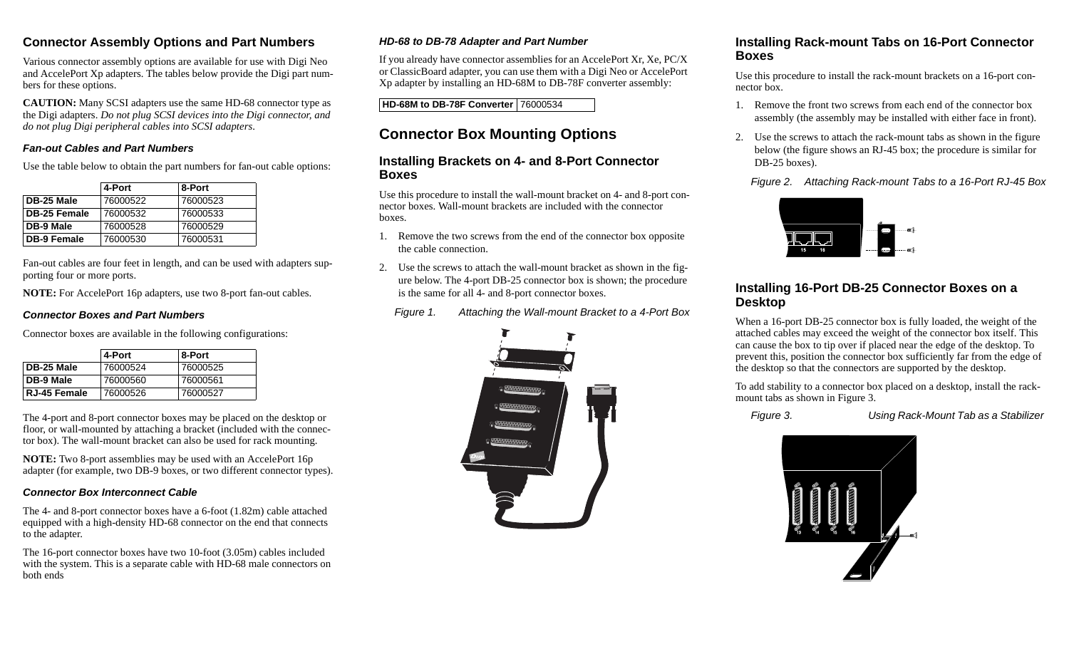## Connector Assembly Options and Part Numbers

Various connector assembly options are available for use with Digi Neo and AccelePort Xp adapters. The tables below provide the Digi part numbers for these options.

**CAUTION:** Many SCSI adapters use the same HD-68 connector type as the Digi adapters. *Do not plug SCSI devices into the Digi connector, and do not plug Digi peripheral cables into SCSI adapters.*

### Fan-out Cables and Part Numbers

Use the table below to obtain the part numbers for fan-out cable options:

| | 4-Port | 8-Port |
|---|---|---|
| **DB-25 Male** | 76000522 | 76000523 |
| **DB-25 Female** | 76000532 | 76000533 |
| **DB-9 Male** | 76000528 | 76000529 |
| **DB-9 Female** | 76000530 | 76000531 |

Fan-out cables are four feet in length, and can be used with adapters supporting four or more ports.

**NOTE:** For AccelePort 16p adapters, use two 8-port fan-out cables.

### Connector Boxes and Part Numbers

Connector boxes are available in the following configurations:

| | 4-Port | 8-Port |
|---|---|---|
| **DB-25 Male** | 76000524 | 76000525 |
| **DB-9 Male** | 76000560 | 76000561 |
| **RJ-45 Female** | 76000526 | 76000527 |

The 4-port and 8-port connector boxes may be placed on the desktop or floor, or wall-mounted by attaching a bracket (included with the connector box). The wall-mount bracket can also be used for rack mounting.

**NOTE:** Two 8-port assemblies may be used with an AccelePort 16p adapter (for example, two DB-9 boxes, or two different connector types).

### Connector Box Interconnect Cable

The 4- and 8-port connector boxes have a 6-foot (1.82m) cable attached equipped with a high-density HD-68 connector on the end that connects to the adapter.

The 16-port connector boxes have two 10-foot (3.05m) cables included with the system. This is a separate cable with HD-68 male connectors on both ends

### HD-68 to DB-78 Adapter and Part Number

If you already have connector assemblies for an AccelePort Xr, Xe, PC/X or ClassicBoard adapter, you can use them with a Digi Neo or AccelePort Xp adapter by installing an HD-68M to DB-78F converter assembly:

| | |
|---|---|
| **HD-68M to DB-78F Converter** | 76000534 |

## Connector Box Mounting Options

### Installing Brackets on 4- and 8-Port Connector Boxes

Use this procedure to install the wall-mount bracket on 4- and 8-port connector boxes. Wall-mount brackets are included with the connector boxes.

1. Remove the two screws from the end of the connector box opposite the cable connection.
2. Use the screws to attach the wall-mount bracket as shown in the figure below. The 4-port DB-25 connector box is shown; the procedure is the same for all 4- and 8-port connector boxes.

*Figure 1. Attaching the Wall-mount Bracket to a 4-Port Box*

### Installing Rack-mount Tabs on 16-Port Connector Boxes

Use this procedure to install the rack-mount brackets on a 16-port connector box.

1. Remove the front two screws from each end of the connector box assembly (the assembly may be installed with either face in front).
2. Use the screws to attach the rack-mount tabs as shown in the figure below (the figure shows an RJ-45 box; the procedure is similar for DB-25 boxes).

*Figure 2. Attaching Rack-mount Tabs to a 16-Port RJ-45 Box*

### Installing 16-Port DB-25 Connector Boxes on a Desktop

When a 16-port DB-25 connector box is fully loaded, the weight of the attached cables may exceed the weight of the connector box itself. This can cause the box to tip over if placed near the edge of the desktop. To prevent this, position the connector box sufficiently far from the edge of the desktop so that the connectors are supported by the desktop.

To add stability to a connector box placed on a desktop, install the rack-mount tabs as shown in Figure 3.

*Figure 3. Using Rack-Mount Tab as a Stabilizer*